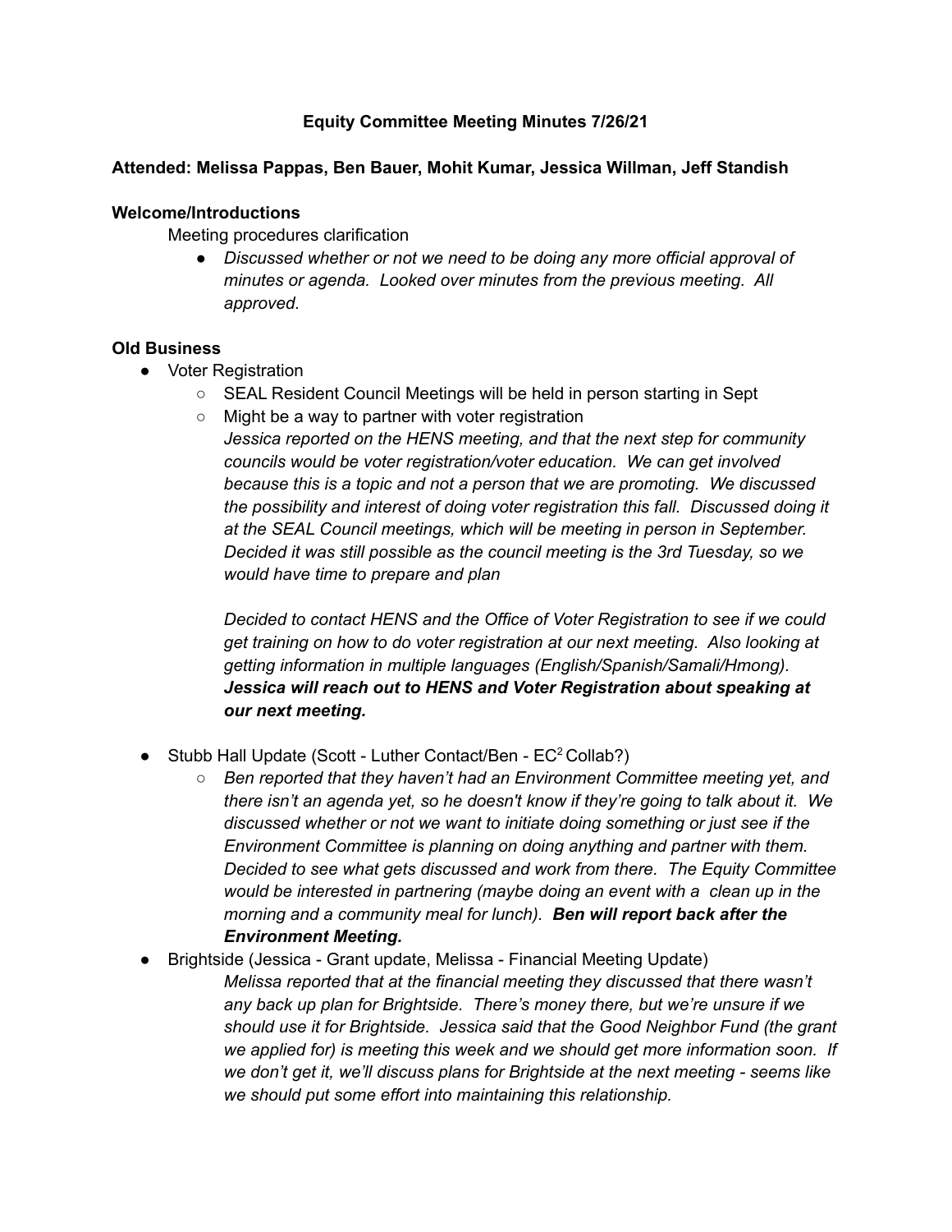# Equity Committee Meeting Minutes 7/26/21

**Attended: Melissa Pappas, Ben Bauer, Mohit Kumar, Jessica Willman, Jeff Standish**

**Welcome/Introductions**

Meeting procedures clarification

- *Discussed whether or not we need to be doing any more official approval of minutes or agenda. Looked over minutes from the previous meeting. All approved.*

**Old Business**

- Voter Registration
  - SEAL Resident Council Meetings will be held in person starting in Sept
  - Might be a way to partner with voter registration

    *Jessica reported on the HENS meeting, and that the next step for community councils would be voter registration/voter education. We can get involved because this is a topic and not a person that we are promoting. We discussed the possibility and interest of doing voter registration this fall. Discussed doing it at the SEAL Council meetings, which will be meeting in person in September. Decided it was still possible as the council meeting is the 3rd Tuesday, so we would have time to prepare and plan*

    *Decided to contact HENS and the Office of Voter Registration to see if we could get training on how to do voter registration at our next meeting. Also looking at getting information in multiple languages (English/Spanish/Samali/Hmong).* ***Jessica will reach out to HENS and Voter Registration about speaking at our next meeting.***

- Stubb Hall Update (Scott - Luther Contact/Ben - $EC^2$ Collab?)
  - *Ben reported that they haven't had an Environment Committee meeting yet, and there isn't an agenda yet, so he doesn't know if they're going to talk about it. We discussed whether or not we want to initiate doing something or just see if the Environment Committee is planning on doing anything and partner with them. Decided to see what gets discussed and work from there. The Equity Committee would be interested in partnering (maybe doing an event with a clean up in the morning and a community meal for lunch).* ***Ben will report back after the Environment Meeting.***
- Brightside (Jessica - Grant update, Melissa - Financial Meeting Update)

  *Melissa reported that at the financial meeting they discussed that there wasn't any back up plan for Brightside. There's money there, but we're unsure if we should use it for Brightside. Jessica said that the Good Neighbor Fund (the grant we applied for) is meeting this week and we should get more information soon. If we don't get it, we'll discuss plans for Brightside at the next meeting - seems like we should put some effort into maintaining this relationship.*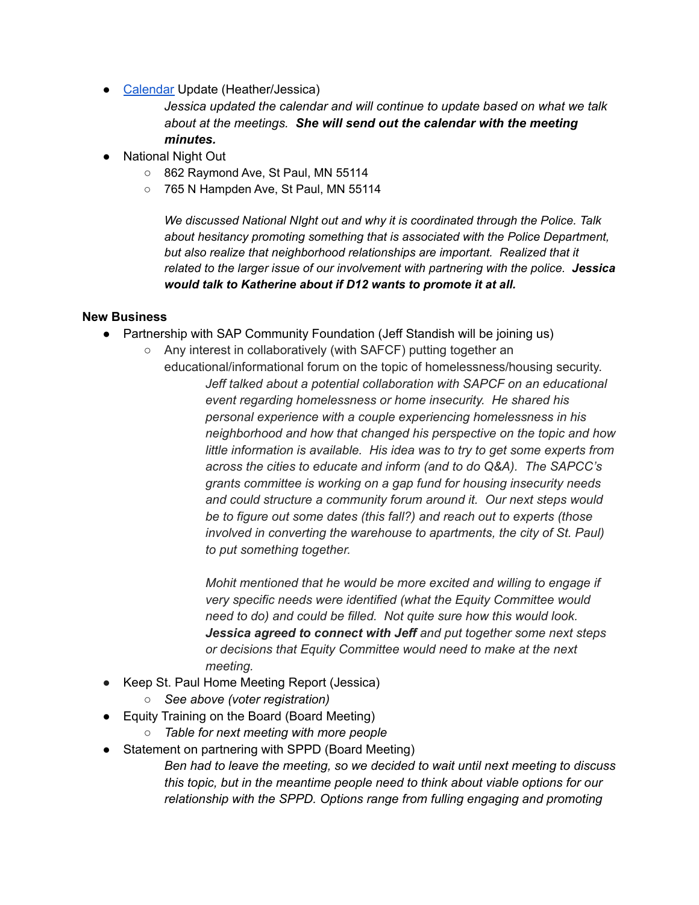- [Calendar](#) Update (Heather/Jessica)

  *Jessica updated the calendar and will continue to update based on what we talk about at the meetings.* ***She will send out the calendar with the meeting minutes.***

- National Night Out
  - 862 Raymond Ave, St Paul, MN 55114
  - 765 N Hampden Ave, St Paul, MN 55114

  *We discussed National NIght out and why it is coordinated through the Police. Talk about hesitancy promoting something that is associated with the Police Department, but also realize that neighborhood relationships are important. Realized that it related to the larger issue of our involvement with partnering with the police.* ***Jessica would talk to Katherine about if D12 wants to promote it at all.***

**New Business**

- Partnership with SAP Community Foundation (Jeff Standish will be joining us)
  - Any interest in collaboratively (with SAFCF) putting together an educational/informational forum on the topic of homelessness/housing security.

    *Jeff talked about a potential collaboration with SAPCF on an educational event regarding homelessness or home insecurity. He shared his personal experience with a couple experiencing homelessness in his neighborhood and how that changed his perspective on the topic and how little information is available. His idea was to try to get some experts from across the cities to educate and inform (and to do Q&A). The SAPCC's grants committee is working on a gap fund for housing insecurity needs and could structure a community forum around it. Our next steps would be to figure out some dates (this fall?) and reach out to experts (those involved in converting the warehouse to apartments, the city of St. Paul) to put something together.*

    *Mohit mentioned that he would be more excited and willing to engage if very specific needs were identified (what the Equity Committee would need to do) and could be filled. Not quite sure how this would look.* ***Jessica agreed to connect with Jeff*** *and put together some next steps or decisions that Equity Committee would need to make at the next meeting.*

- Keep St. Paul Home Meeting Report (Jessica)
  - *See above (voter registration)*
- Equity Training on the Board (Board Meeting)
  - *Table for next meeting with more people*
- Statement on partnering with SPPD (Board Meeting)

  *Ben had to leave the meeting, so we decided to wait until next meeting to discuss this topic, but in the meantime people need to think about viable options for our relationship with the SPPD. Options range from fulling engaging and promoting*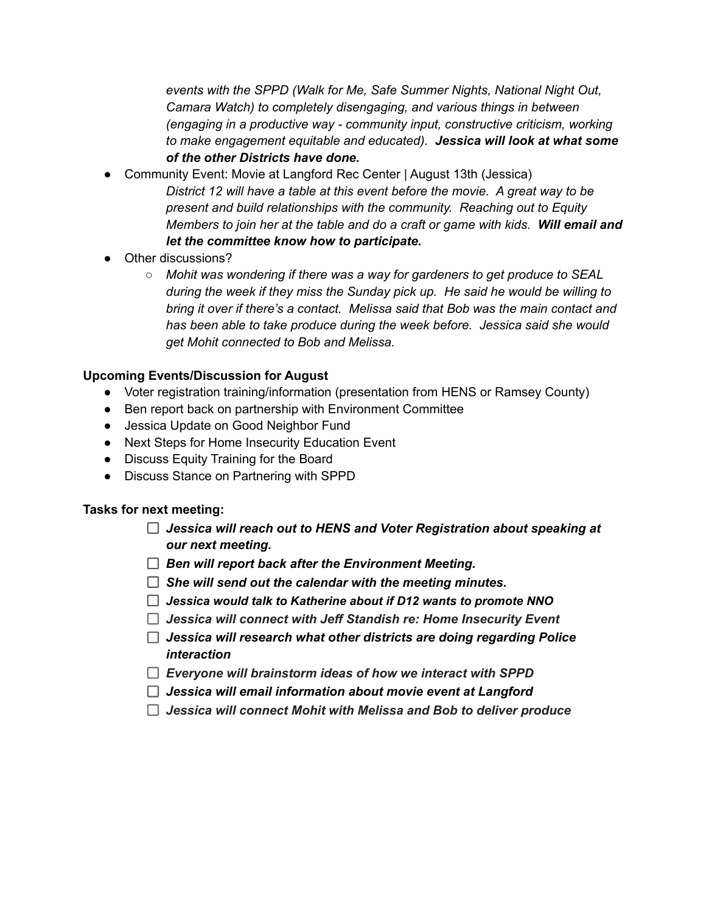*events with the SPPD (Walk for Me, Safe Summer Nights, National Night Out, Camara Watch) to completely disengaging, and various things in between (engaging in a productive way - community input, constructive criticism, working to make engagement equitable and educated).* ***Jessica will look at what some of the other Districts have done.***

- Community Event: Movie at Langford Rec Center | August 13th (Jessica)
  *District 12 will have a table at this event before the movie. A great way to be present and build relationships with the community. Reaching out to Equity Members to join her at the table and do a craft or game with kids.* ***Will email and let the committee know how to participate.***
- Other discussions?
  - *Mohit was wondering if there was a way for gardeners to get produce to SEAL during the week if they miss the Sunday pick up. He said he would be willing to bring it over if there's a contact. Melissa said that Bob was the main contact and has been able to take produce during the week before. Jessica said she would get Mohit connected to Bob and Melissa.*

**Upcoming Events/Discussion for August**

- Voter registration training/information (presentation from HENS or Ramsey County)
- Ben report back on partnership with Environment Committee
- Jessica Update on Good Neighbor Fund
- Next Steps for Home Insecurity Education Event
- Discuss Equity Training for the Board
- Discuss Stance on Partnering with SPPD

**Tasks for next meeting:**

- [ ] ***Jessica will reach out to HENS and Voter Registration about speaking at our next meeting.***
- [ ] ***Ben will report back after the Environment Meeting.***
- [ ] ***She will send out the calendar with the meeting minutes.***
- [ ] ***Jessica would talk to Katherine about if D12 wants to promote NNO***
- [ ] ***Jessica will connect with Jeff Standish re: Home Insecurity Event***
- [ ] ***Jessica will research what other districts are doing regarding Police interaction***
- [ ] ***Everyone will brainstorm ideas of how we interact with SPPD***
- [ ] ***Jessica will email information about movie event at Langford***
- [ ] ***Jessica will connect Mohit with Melissa and Bob to deliver produce***